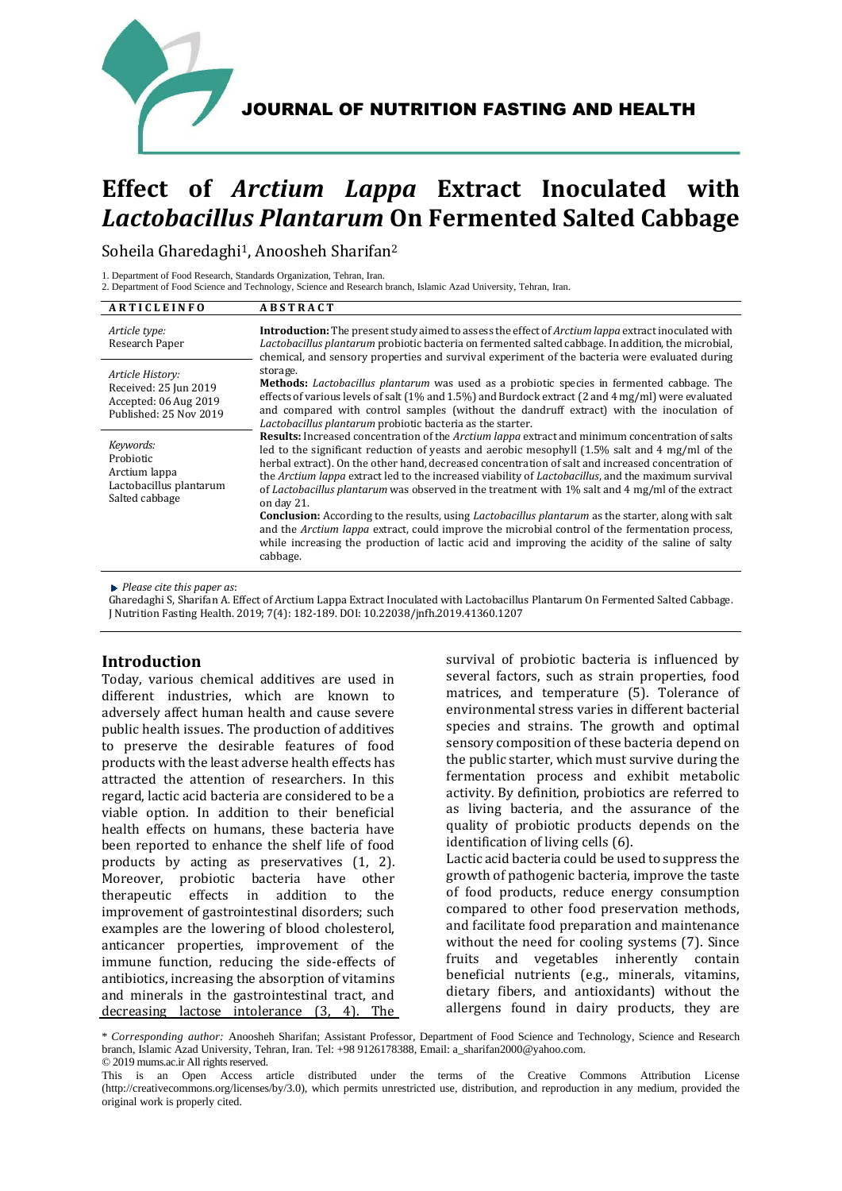JOURNAL OF NUTRITION FASTING AND HEALTH

# Effect of *Arctium Lappa* Extract Inoculated with *Lactobacillus Plantarum* On Fermented Salted Cabbage

Soheila Gharedaghi[1], Anoosheh Sharifan[2]

1. Department of Food Research, Standards Organization, Tehran, Iran.
2. Department of Food Science and Technology, Science and Research branch, Islamic Azad University, Tehran, Iran.

**ARTICLE INFO**

*Article type:*
Research Paper

*Article History:*
Received: 25 Jun 2019
Accepted: 06 Aug 2019
Published: 25 Nov 2019

*Keywords:*
Probiotic
Arctium lappa
Lactobacillus plantarum
Salted cabbage

**ABSTRACT**

**Introduction:** The present study aimed to assess the effect of *Arctium lappa* extract inoculated with *Lactobacillus plantarum* probiotic bacteria on fermented salted cabbage. In addition, the microbial, chemical, and sensory properties and survival experiment of the bacteria were evaluated during storage.

**Methods:** *Lactobacillus plantarum* was used as a probiotic species in fermented cabbage. The effects of various levels of salt (1% and 1.5%) and Burdock extract (2 and 4 mg/ml) were evaluated and compared with control samples (without the dandruff extract) with the inoculation of *Lactobacillus plantarum* probiotic bacteria as the starter.

**Results:** Increased concentration of the *Arctium lappa* extract and minimum concentration of salts led to the significant reduction of yeasts and aerobic mesophyll (1.5% salt and 4 mg/ml of the herbal extract). On the other hand, decreased concentration of salt and increased concentration of the *Arctium lappa* extract led to the increased viability of *Lactobacillus*, and the maximum survival of *Lactobacillus plantarum* was observed in the treatment with 1% salt and 4 mg/ml of the extract on day 21.

**Conclusion:** According to the results, using *Lactobacillus plantarum* as the starter, along with salt and the *Arctium lappa* extract, could improve the microbial control of the fermentation process, while increasing the production of lactic acid and improving the acidity of the saline of salty cabbage.

*Please cite this paper as*:
Gharedaghi S, Sharifan A. Effect of Arctium Lappa Extract Inoculated with Lactobacillus Plantarum On Fermented Salted Cabbage. J Nutrition Fasting Health. 2019; 7(4): 182-189. DOI: 10.22038/jnfh.2019.41360.1207

## Introduction

Today, various chemical additives are used in different industries, which are known to adversely affect human health and cause severe public health issues. The production of additives to preserve the desirable features of food products with the least adverse health effects has attracted the attention of researchers. In this regard, lactic acid bacteria are considered to be a viable option. In addition to their beneficial health effects on humans, these bacteria have been reported to enhance the shelf life of food products by acting as preservatives (1, 2). Moreover, probiotic bacteria have other therapeutic effects in addition to the improvement of gastrointestinal disorders; such examples are the lowering of blood cholesterol, anticancer properties, improvement of the immune function, reducing the side-effects of antibiotics, increasing the absorption of vitamins and minerals in the gastrointestinal tract, and decreasing lactose intolerance (3, 4). The survival of probiotic bacteria is influenced by several factors, such as strain properties, food matrices, and temperature (5). Tolerance of environmental stress varies in different bacterial species and strains. The growth and optimal sensory composition of these bacteria depend on the public starter, which must survive during the fermentation process and exhibit metabolic activity. By definition, probiotics are referred to as living bacteria, and the assurance of the quality of probiotic products depends on the identification of living cells (6).

Lactic acid bacteria could be used to suppress the growth of pathogenic bacteria, improve the taste of food products, reduce energy consumption compared to other food preservation methods, and facilitate food preparation and maintenance without the need for cooling systems (7). Since fruits and vegetables inherently contain beneficial nutrients (e.g., minerals, vitamins, dietary fibers, and antioxidants) without the allergens found in dairy products, they are

\* *Corresponding author:* Anoosheh Sharifan; Assistant Professor, Department of Food Science and Technology, Science and Research branch, Islamic Azad University, Tehran, Iran. Tel: +98 9126178388, Email: a_sharifan2000@yahoo.com.
© 2019 mums.ac.ir All rights reserved.

This is an Open Access article distributed under the terms of the Creative Commons Attribution License (http://creativecommons.org/licenses/by/3.0), which permits unrestricted use, distribution, and reproduction in any medium, provided the original work is properly cited.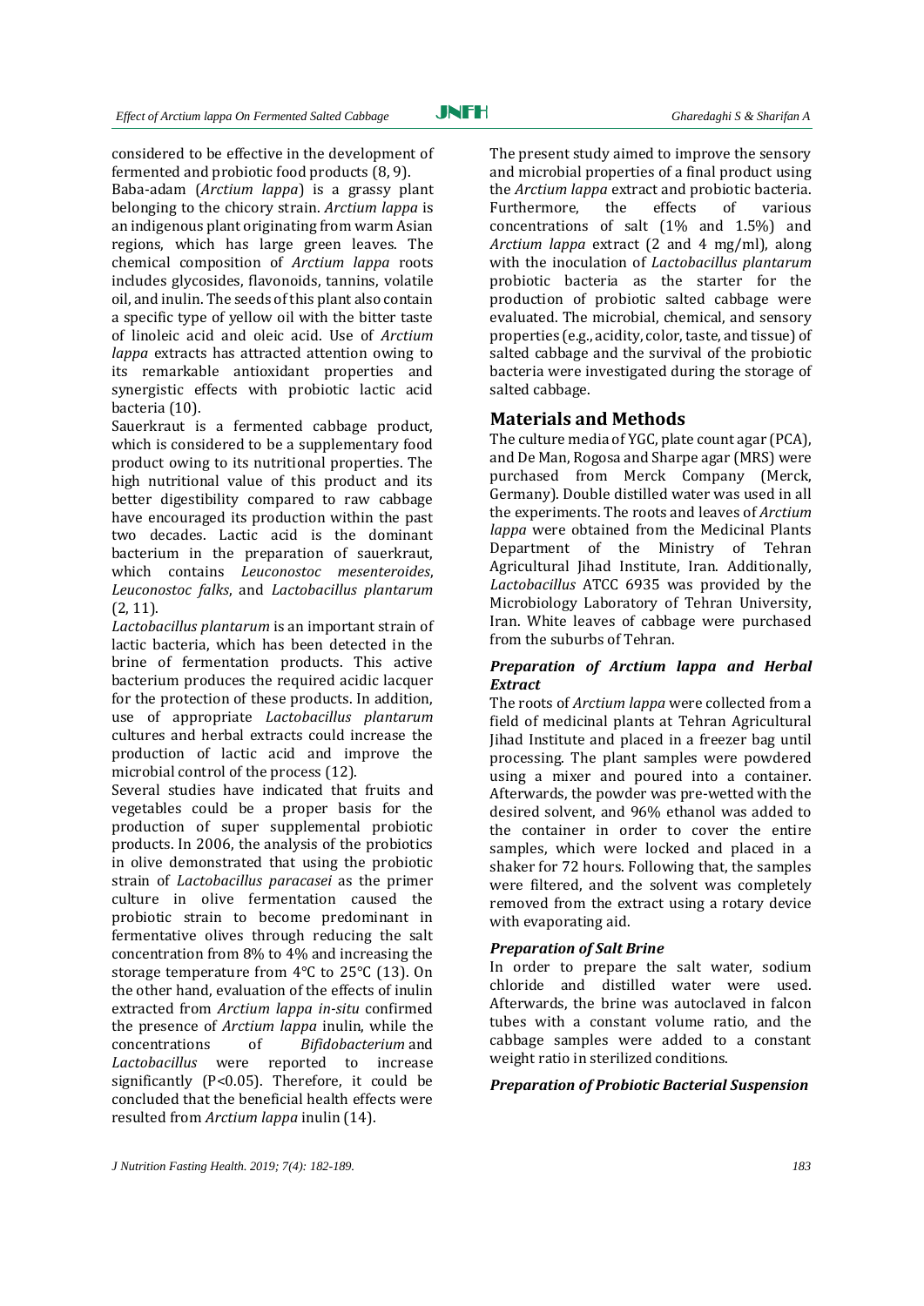considered to be effective in the development of fermented and probiotic food products (8, 9).

Baba-adam (*Arctium lappa*) is a grassy plant belonging to the chicory strain. *Arctium lappa* is an indigenous plant originating from warm Asian regions, which has large green leaves. The chemical composition of *Arctium lappa* roots includes glycosides, flavonoids, tannins, volatile oil, and inulin. The seeds of this plant also contain a specific type of yellow oil with the bitter taste of linoleic acid and oleic acid. Use of *Arctium lappa* extracts has attracted attention owing to its remarkable antioxidant properties and synergistic effects with probiotic lactic acid bacteria (10).

Sauerkraut is a fermented cabbage product, which is considered to be a supplementary food product owing to its nutritional properties. The high nutritional value of this product and its better digestibility compared to raw cabbage have encouraged its production within the past two decades. Lactic acid is the dominant bacterium in the preparation of sauerkraut, which contains *Leuconostoc mesenteroides*, *Leuconostoc falks*, and *Lactobacillus plantarum* (2, 11).

*Lactobacillus plantarum* is an important strain of lactic bacteria, which has been detected in the brine of fermentation products. This active bacterium produces the required acidic lacquer for the protection of these products. In addition, use of appropriate *Lactobacillus plantarum* cultures and herbal extracts could increase the production of lactic acid and improve the microbial control of the process (12).

Several studies have indicated that fruits and vegetables could be a proper basis for the production of super supplemental probiotic products. In 2006, the analysis of the probiotics in olive demonstrated that using the probiotic strain of *Lactobacillus paracasei* as the primer culture in olive fermentation caused the probiotic strain to become predominant in fermentative olives through reducing the salt concentration from 8% to 4% and increasing the storage temperature from 4°C to 25°C (13). On the other hand, evaluation of the effects of inulin extracted from *Arctium lappa in-situ* confirmed the presence of *Arctium lappa* inulin, while the concentrations of *Bifidobacterium* and *Lactobacillus* were reported to increase significantly ($P<0.05$). Therefore, it could be concluded that the beneficial health effects were resulted from *Arctium lappa* inulin (14).

The present study aimed to improve the sensory and microbial properties of a final product using the *Arctium lappa* extract and probiotic bacteria. Furthermore, the effects of various concentrations of salt (1% and 1.5%) and *Arctium lappa* extract (2 and 4 mg/ml), along with the inoculation of *Lactobacillus plantarum* probiotic bacteria as the starter for the production of probiotic salted cabbage were evaluated. The microbial, chemical, and sensory properties (e.g., acidity, color, taste, and tissue) of salted cabbage and the survival of the probiotic bacteria were investigated during the storage of salted cabbage.

## Materials and Methods

The culture media of YGC, plate count agar (PCA), and De Man, Rogosa and Sharpe agar (MRS) were purchased from Merck Company (Merck, Germany). Double distilled water was used in all the experiments. The roots and leaves of *Arctium lappa* were obtained from the Medicinal Plants Department of the Ministry of Tehran Agricultural Jihad Institute, Iran. Additionally, *Lactobacillus* ATCC 6935 was provided by the Microbiology Laboratory of Tehran University, Iran. White leaves of cabbage were purchased from the suburbs of Tehran.

### *Preparation of Arctium lappa and Herbal Extract*

The roots of *Arctium lappa* were collected from a field of medicinal plants at Tehran Agricultural Jihad Institute and placed in a freezer bag until processing. The plant samples were powdered using a mixer and poured into a container. Afterwards, the powder was pre-wetted with the desired solvent, and 96% ethanol was added to the container in order to cover the entire samples, which were locked and placed in a shaker for 72 hours. Following that, the samples were filtered, and the solvent was completely removed from the extract using a rotary device with evaporating aid.

### *Preparation of Salt Brine*

In order to prepare the salt water, sodium chloride and distilled water were used. Afterwards, the brine was autoclaved in falcon tubes with a constant volume ratio, and the cabbage samples were added to a constant weight ratio in sterilized conditions.

### *Preparation of Probiotic Bacterial Suspension*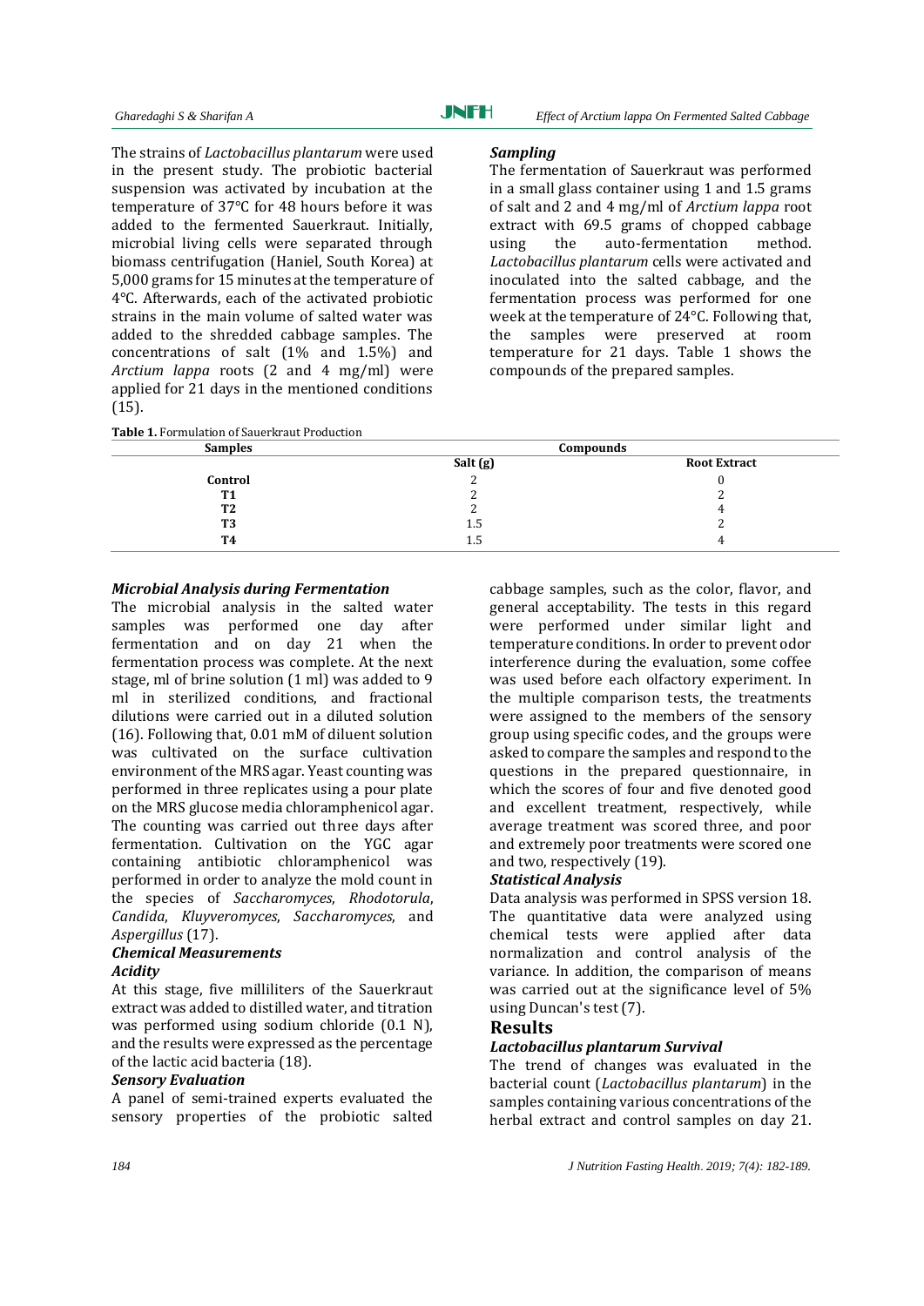The strains of *Lactobacillus plantarum* were used in the present study. The probiotic bacterial suspension was activated by incubation at the temperature of 37°C for 48 hours before it was added to the fermented Sauerkraut. Initially, microbial living cells were separated through biomass centrifugation (Haniel, South Korea) at 5,000 grams for 15 minutes at the temperature of 4°C. Afterwards, each of the activated probiotic strains in the main volume of salted water was added to the shredded cabbage samples. The concentrations of salt (1% and 1.5%) and *Arctium lappa* roots (2 and 4 mg/ml) were applied for 21 days in the mentioned conditions (15).

### *Sampling*

The fermentation of Sauerkraut was performed in a small glass container using 1 and 1.5 grams of salt and 2 and 4 mg/ml of *Arctium lappa* root extract with 69.5 grams of chopped cabbage using the auto-fermentation method. *Lactobacillus plantarum* cells were activated and inoculated into the salted cabbage, and the fermentation process was performed for one week at the temperature of 24°C. Following that, the samples were preserved at room temperature for 21 days. Table 1 shows the compounds of the prepared samples.

**Table 1.** Formulation of Sauerkraut Production

| Samples | Compounds | |
|---|---|---|
| | Salt (g) | Root Extract |
| Control | 2 | 0 |
| T1 | 2 | 2 |
| T2 | 2 | 4 |
| T3 | 1.5 | 2 |
| T4 | 1.5 | 4 |

### *Microbial Analysis during Fermentation*

The microbial analysis in the salted water samples was performed one day after fermentation and on day 21 when the fermentation process was complete. At the next stage, ml of brine solution (1 ml) was added to 9 ml in sterilized conditions, and fractional dilutions were carried out in a diluted solution (16). Following that, 0.01 mM of diluent solution was cultivated on the surface cultivation environment of the MRS agar. Yeast counting was performed in three replicates using a pour plate on the MRS glucose media chloramphenicol agar. The counting was carried out three days after fermentation. Cultivation on the YGC agar containing antibiotic chloramphenicol was performed in order to analyze the mold count in the species of *Saccharomyces*, *Rhodotorula*, *Candida*, *Kluyveromyces*, *Saccharomyces*, and *Aspergillus* (17).

### *Chemical Measurements*

### *Acidity*

At this stage, five milliliters of the Sauerkraut extract was added to distilled water, and titration was performed using sodium chloride (0.1 N), and the results were expressed as the percentage of the lactic acid bacteria (18).

### *Sensory Evaluation*

A panel of semi-trained experts evaluated the sensory properties of the probiotic salted cabbage samples, such as the color, flavor, and general acceptability. The tests in this regard were performed under similar light and temperature conditions. In order to prevent odor interference during the evaluation, some coffee was used before each olfactory experiment. In the multiple comparison tests, the treatments were assigned to the members of the sensory group using specific codes, and the groups were asked to compare the samples and respond to the questions in the prepared questionnaire, in which the scores of four and five denoted good and excellent treatment, respectively, while average treatment was scored three, and poor and extremely poor treatments were scored one and two, respectively (19).

### *Statistical Analysis*

Data analysis was performed in SPSS version 18. The quantitative data were analyzed using chemical tests were applied after data normalization and control analysis of the variance. In addition, the comparison of means was carried out at the significance level of 5% using Duncan's test (7).

## Results

### *Lactobacillus plantarum Survival*

The trend of changes was evaluated in the bacterial count (*Lactobacillus plantarum*) in the samples containing various concentrations of the herbal extract and control samples on day 21.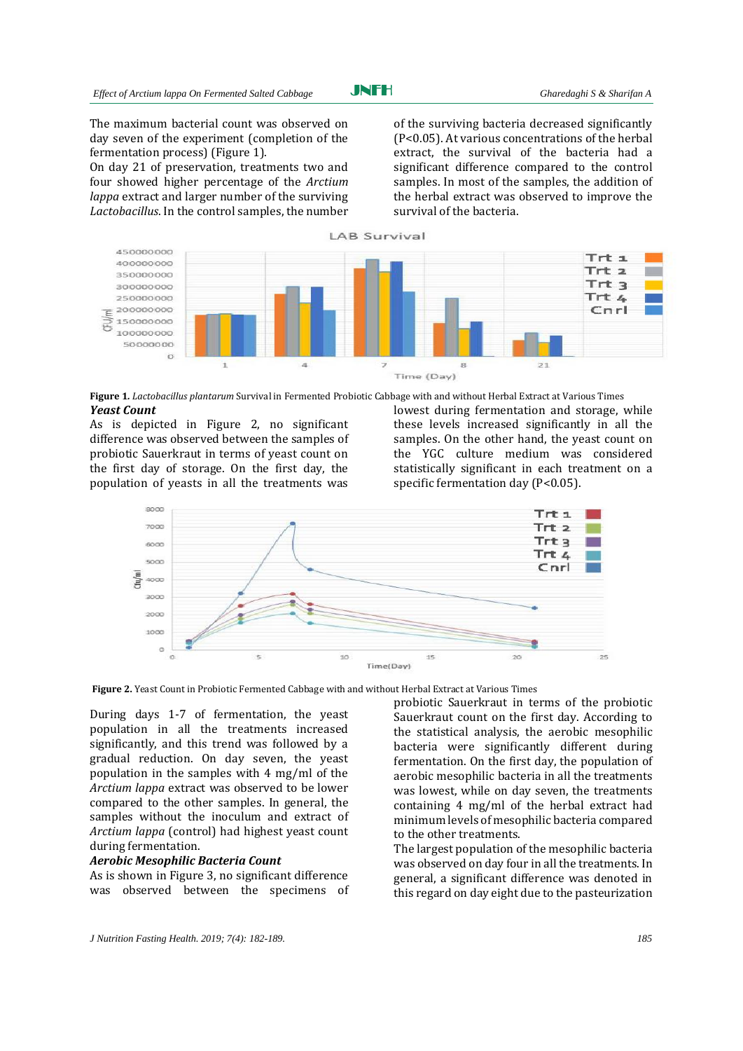The maximum bacterial count was observed on day seven of the experiment (completion of the fermentation process) (Figure 1).

On day 21 of preservation, treatments two and four showed higher percentage of the *Arctium lappa* extract and larger number of the surviving *Lactobacillus*. In the control samples, the number of the surviving bacteria decreased significantly (P<0.05). At various concentrations of the herbal extract, the survival of the bacteria had a significant difference compared to the control samples. In most of the samples, the addition of the herbal extract was observed to improve the survival of the bacteria.

**Figure 1.** *Lactobacillus plantarum* Survival in Fermented Probiotic Cabbage with and without Herbal Extract at Various Times

### *Yeast Count*

As is depicted in Figure 2, no significant difference was observed between the samples of probiotic Sauerkraut in terms of yeast count on the first day of storage. On the first day, the population of yeasts in all the treatments was lowest during fermentation and storage, while these levels increased significantly in all the samples. On the other hand, the yeast count on the YGC culture medium was considered statistically significant in each treatment on a specific fermentation day (P<0.05).

**Figure 2.** Yeast Count in Probiotic Fermented Cabbage with and without Herbal Extract at Various Times

During days 1-7 of fermentation, the yeast population in all the treatments increased significantly, and this trend was followed by a gradual reduction. On day seven, the yeast population in the samples with 4 mg/ml of the *Arctium lappa* extract was observed to be lower compared to the other samples. In general, the samples without the inoculum and extract of *Arctium lappa* (control) had highest yeast count during fermentation.

### *Aerobic Mesophilic Bacteria Count*

As is shown in Figure 3, no significant difference was observed between the specimens of probiotic Sauerkraut in terms of the probiotic Sauerkraut count on the first day. According to the statistical analysis, the aerobic mesophilic bacteria were significantly different during fermentation. On the first day, the population of aerobic mesophilic bacteria in all the treatments was lowest, while on day seven, the treatments containing 4 mg/ml of the herbal extract had minimum levels of mesophilic bacteria compared to the other treatments.

The largest population of the mesophilic bacteria was observed on day four in all the treatments. In general, a significant difference was denoted in this regard on day eight due to the pasteurization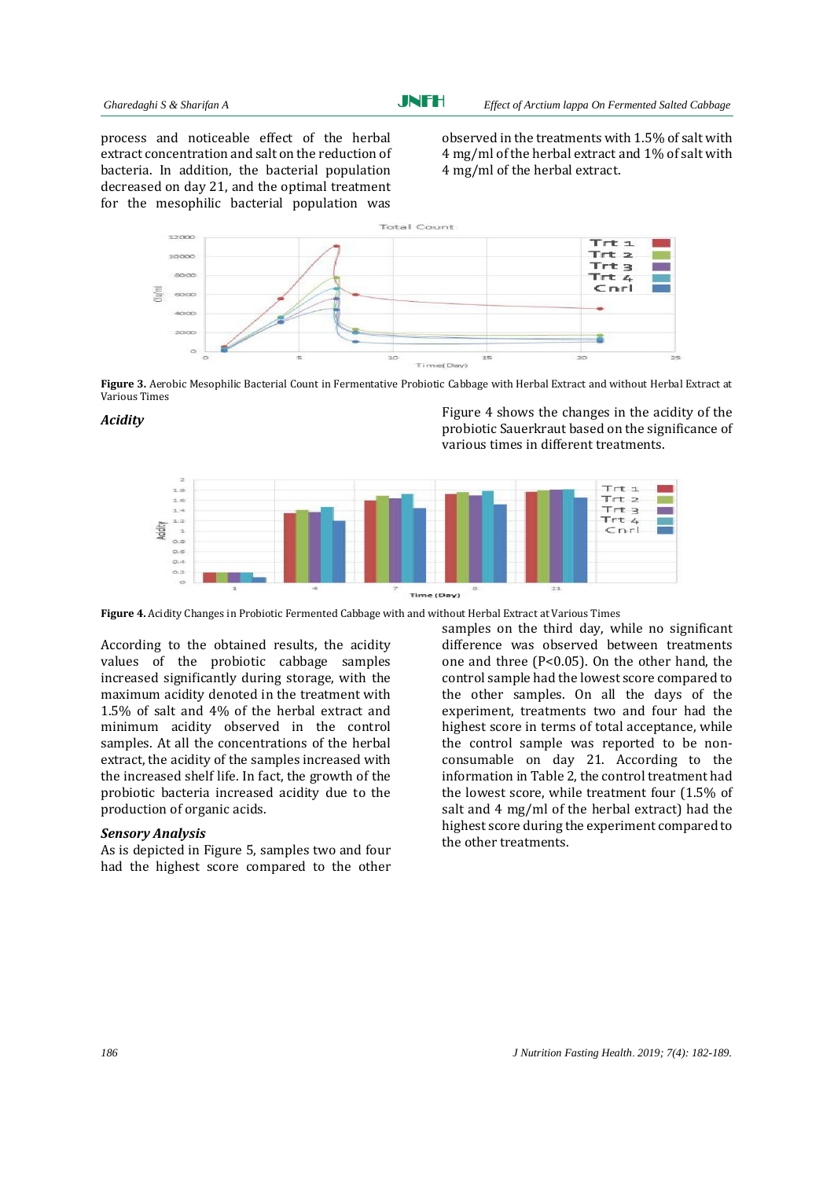process and noticeable effect of the herbal extract concentration and salt on the reduction of bacteria. In addition, the bacterial population decreased on day 21, and the optimal treatment for the mesophilic bacterial population was observed in the treatments with 1.5% of salt with 4 mg/ml of the herbal extract and 1% of salt with 4 mg/ml of the herbal extract.

**Figure 3.** Aerobic Mesophilic Bacterial Count in Fermentative Probiotic Cabbage with Herbal Extract and without Herbal Extract at Various Times

***Acidity***

Figure 4 shows the changes in the acidity of the probiotic Sauerkraut based on the significance of various times in different treatments.

**Figure 4.** Acidity Changes in Probiotic Fermented Cabbage with and without Herbal Extract at Various Times

According to the obtained results, the acidity values of the probiotic cabbage samples increased significantly during storage, with the maximum acidity denoted in the treatment with 1.5% of salt and 4% of the herbal extract and minimum acidity observed in the control samples. At all the concentrations of the herbal extract, the acidity of the samples increased with the increased shelf life. In fact, the growth of the probiotic bacteria increased acidity due to the production of organic acids.

***Sensory Analysis***

As is depicted in Figure 5, samples two and four had the highest score compared to the other samples on the third day, while no significant difference was observed between treatments one and three (P<0.05). On the other hand, the control sample had the lowest score compared to the other samples. On all the days of the experiment, treatments two and four had the highest score in terms of total acceptance, while the control sample was reported to be non-consumable on day 21. According to the information in Table 2, the control treatment had the lowest score, while treatment four (1.5% of salt and 4 mg/ml of the herbal extract) had the highest score during the experiment compared to the other treatments.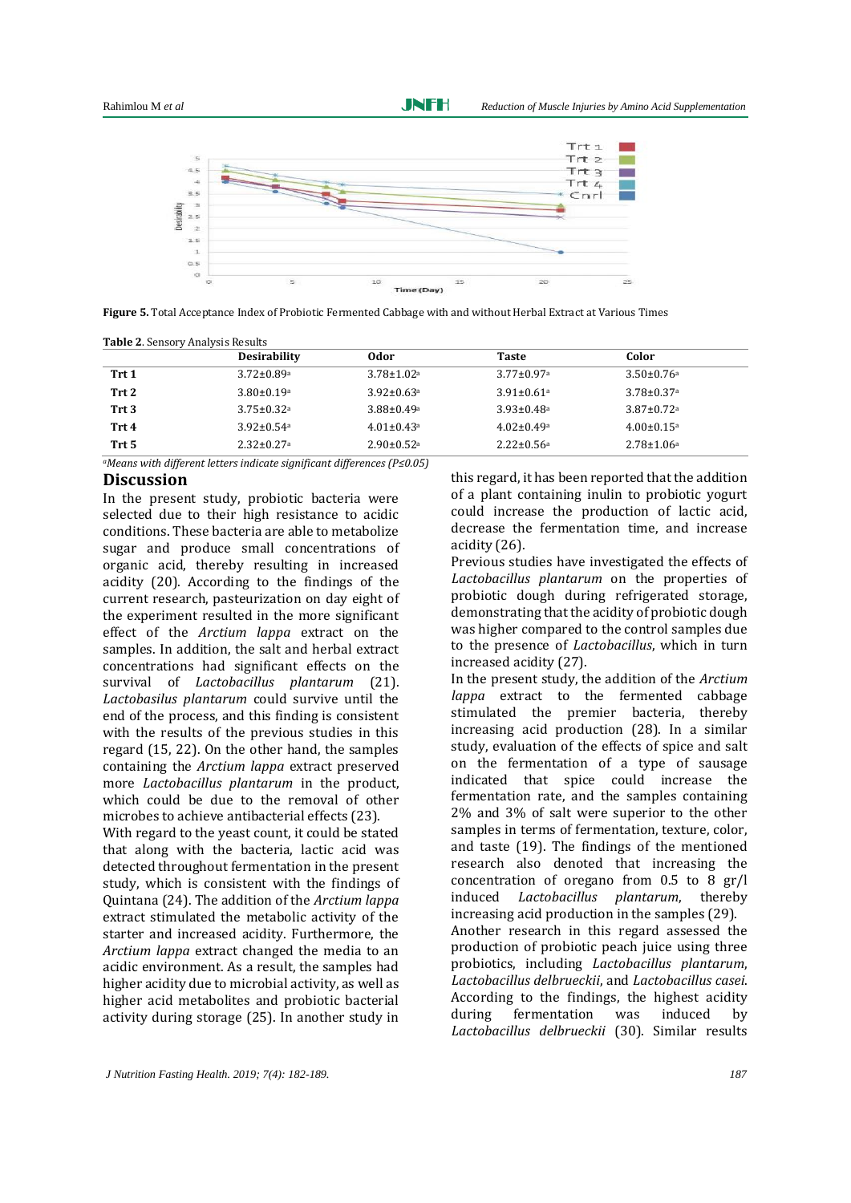**Figure 5.** Total Acceptance Index of Probiotic Fermented Cabbage with and without Herbal Extract at Various Times

**Table 2**. Sensory Analysis Results

| | Desirability | Odor | Taste | Color |
|---|---|---|---|---|
| **Trt 1** | 3.72±0.89[a] | 3.78±1.02[a] | 3.77±0.97[a] | 3.50±0.76[a] |
| **Trt 2** | 3.80±0.19[a] | 3.92±0.63[a] | 3.91±0.61[a] | 3.78±0.37[a] |
| **Trt 3** | 3.75±0.32[a] | 3.88±0.49[a] | 3.93±0.48[a] | 3.87±0.72[a] |
| **Trt 4** | 3.92±0.54[a] | 4.01±0.43[a] | 4.02±0.49[a] | 4.00±0.15[a] |
| **Trt 5** | 2.32±0.27[a] | 2.90±0.52[a] | 2.22±0.56[a] | 2.78±1.06[a] |

*[a]Means with different letters indicate significant differences (P≤0.05)*

## Discussion

In the present study, probiotic bacteria were selected due to their high resistance to acidic conditions. These bacteria are able to metabolize sugar and produce small concentrations of organic acid, thereby resulting in increased acidity (20). According to the findings of the current research, pasteurization on day eight of the experiment resulted in the more significant effect of the *Arctium lappa* extract on the samples. In addition, the salt and herbal extract concentrations had significant effects on the survival of *Lactobacillus plantarum* (21). *Lactobasilus plantarum* could survive until the end of the process, and this finding is consistent with the results of the previous studies in this regard (15, 22). On the other hand, the samples containing the *Arctium lappa* extract preserved more *Lactobacillus plantarum* in the product, which could be due to the removal of other microbes to achieve antibacterial effects (23).

With regard to the yeast count, it could be stated that along with the bacteria, lactic acid was detected throughout fermentation in the present study, which is consistent with the findings of Quintana (24). The addition of the *Arctium lappa* extract stimulated the metabolic activity of the starter and increased acidity. Furthermore, the *Arctium lappa* extract changed the media to an acidic environment. As a result, the samples had higher acidity due to microbial activity, as well as higher acid metabolites and probiotic bacterial activity during storage (25). In another study in this regard, it has been reported that the addition of a plant containing inulin to probiotic yogurt could increase the production of lactic acid, decrease the fermentation time, and increase acidity (26).

Previous studies have investigated the effects of *Lactobacillus plantarum* on the properties of probiotic dough during refrigerated storage, demonstrating that the acidity of probiotic dough was higher compared to the control samples due to the presence of *Lactobacillus*, which in turn increased acidity (27).

In the present study, the addition of the *Arctium lappa* extract to the fermented cabbage stimulated the premier bacteria, thereby increasing acid production (28). In a similar study, evaluation of the effects of spice and salt on the fermentation of a type of sausage indicated that spice could increase the fermentation rate, and the samples containing 2% and 3% of salt were superior to the other samples in terms of fermentation, texture, color, and taste (19). The findings of the mentioned research also denoted that increasing the concentration of oregano from 0.5 to 8 gr/l induced *Lactobacillus plantarum*, thereby increasing acid production in the samples (29).

Another research in this regard assessed the production of probiotic peach juice using three probiotics, including *Lactobacillus plantarum*, *Lactobacillus delbrueckii*, and *Lactobacillus casei*. According to the findings, the highest acidity during fermentation was induced by *Lactobacillus delbrueckii* (30). Similar results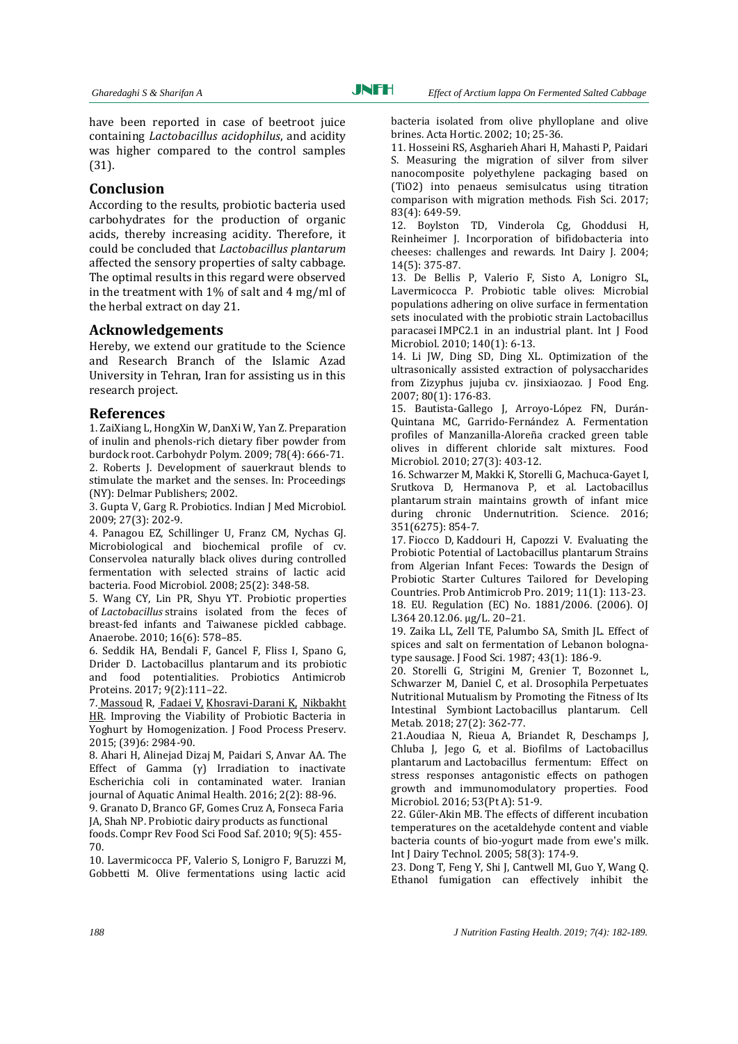have been reported in case of beetroot juice containing *Lactobacillus acidophilus*, and acidity was higher compared to the control samples (31).

## Conclusion

According to the results, probiotic bacteria used carbohydrates for the production of organic acids, thereby increasing acidity. Therefore, it could be concluded that *Lactobacillus plantarum* affected the sensory properties of salty cabbage. The optimal results in this regard were observed in the treatment with 1% of salt and 4 mg/ml of the herbal extract on day 21.

## Acknowledgements

Hereby, we extend our gratitude to the Science and Research Branch of the Islamic Azad University in Tehran, Iran for assisting us in this research project.

## References

1. ZaiXiang L, HongXin W, DanXi W, Yan Z. Preparation of inulin and phenols-rich dietary fiber powder from burdock root. Carbohydr Polym. 2009; 78(4): 666-71.
2. Roberts J. Development of sauerkraut blends to stimulate the market and the senses. In: Proceedings (NY): Delmar Publishers; 2002.
3. Gupta V, Garg R. Probiotics. Indian J Med Microbiol. 2009; 27(3): 202-9.
4. Panagou EZ, Schillinger U, Franz CM, Nychas GJ. Microbiological and biochemical profile of cv. Conservolea naturally black olives during controlled fermentation with selected strains of lactic acid bacteria. Food Microbiol. 2008; 25(2): 348-58.
5. Wang CY, Lin PR, Shyu YT. Probiotic properties of *Lactobacillus* strains isolated from the feces of breast-fed infants and Taiwanese pickled cabbage. Anaerobe. 2010; 16(6): 578–85.
6. Seddik HA, Bendali F, Gancel F, Fliss I, Spano G, Drider D. Lactobacillus plantarum and its probiotic and food potentialities. Probiotics Antimicrob Proteins. 2017; 9(2):111–22.
7. Massoud R, Fadaei V, Khosravi-Darani K, Nikbakht HR. Improving the Viability of Probiotic Bacteria in Yoghurt by Homogenization. J Food Process Preserv. 2015; (39)6: 2984-90.
8. Ahari H, Alinejad Dizaj M, Paidari S, Anvar AA. The Effect of Gamma (γ) Irradiation to inactivate Escherichia coli in contaminated water. Iranian journal of Aquatic Animal Health. 2016; 2(2): 88-96.
9. Granato D, Branco GF, Gomes Cruz A, Fonseca Faria JA, Shah NP. Probiotic dairy products as functional foods. Compr Rev Food Sci Food Saf. 2010; 9(5): 455-70.
10. Lavermicocca PF, Valerio S, Lonigro F, Baruzzi M, Gobbetti M. Olive fermentations using lactic acid bacteria isolated from olive phylloplane and olive brines. Acta Hortic. 2002; 10; 25-36.
11. Hosseini RS, Asgharieh Ahari H, Mahasti P, Paidari S. Measuring the migration of silver from silver nanocomposite polyethylene packaging based on (TiO2) into penaeus semisulcatus using titration comparison with migration methods. Fish Sci. 2017; 83(4): 649-59.
12. Boylston TD, Vinderola Cg, Ghoddusi H, Reinheimer J. Incorporation of bifidobacteria into cheeses: challenges and rewards. Int Dairy J. 2004; 14(5): 375-87.
13. De Bellis P, Valerio F, Sisto A, Lonigro SL, Lavermicocca P. Probiotic table olives: Microbial populations adhering on olive surface in fermentation sets inoculated with the probiotic strain Lactobacillus paracasei IMPC2.1 in an industrial plant. Int J Food Microbiol. 2010; 140(1): 6-13.
14. Li JW, Ding SD, Ding XL. Optimization of the ultrasonically assisted extraction of polysaccharides from Zizyphus jujuba cv. jinsixiaozao. J Food Eng. 2007; 80(1): 176-83.
15. Bautista-Gallego J, Arroyo-López FN, Durán-Quintana MC, Garrido-Fernández A. Fermentation profiles of Manzanilla-Aloreña cracked green table olives in different chloride salt mixtures. Food Microbiol. 2010; 27(3): 403-12.
16. Schwarzer M, Makki K, Storelli G, Machuca-Gayet I, Srutkova D, Hermanova P, et al. Lactobacillus plantarum strain maintains growth of infant mice during chronic Undernutrition. Science. 2016; 351(6275): 854-7.
17. Fiocco D, Kaddouri H, Capozzi V. Evaluating the Probiotic Potential of Lactobacillus plantarum Strains from Algerian Infant Feces: Towards the Design of Probiotic Starter Cultures Tailored for Developing Countries. Prob Antimicrob Pro. 2019; 11(1): 113-23.
18. EU. Regulation (EC) No. 1881/2006. (2006). OJ L364 20.12.06. μg/L. 20–21.
19. Zaika LL, Zell TE, Palumbo SA, Smith JL. Effect of spices and salt on fermentation of Lebanon bologna-type sausage. J Food Sci. 1987; 43(1): 186-9.
20. Storelli G, Strigini M, Grenier T, Bozonnet L, Schwarzer M, Daniel C, et al. Drosophila Perpetuates Nutritional Mutualism by Promoting the Fitness of Its Intestinal Symbiont Lactobacillus plantarum. Cell Metab. 2018; 27(2): 362-77.
21. Aoudiaa N, Rieua A, Briandet R, Deschamps J, Chluba J, Jego G, et al. Biofilms of Lactobacillus plantarum and Lactobacillus fermentum: Effect on stress responses antagonistic effects on pathogen growth and immunomodulatory properties. Food Microbiol. 2016; 53(Pt A): 51-9.
22. Gűler-Akin MB. The effects of different incubation temperatures on the acetaldehyde content and viable bacteria counts of bio-yogurt made from ewe's milk. Int J Dairy Technol. 2005; 58(3): 174-9.
23. Dong T, Feng Y, Shi J, Cantwell MI, Guo Y, Wang Q. Ethanol fumigation can effectively inhibit the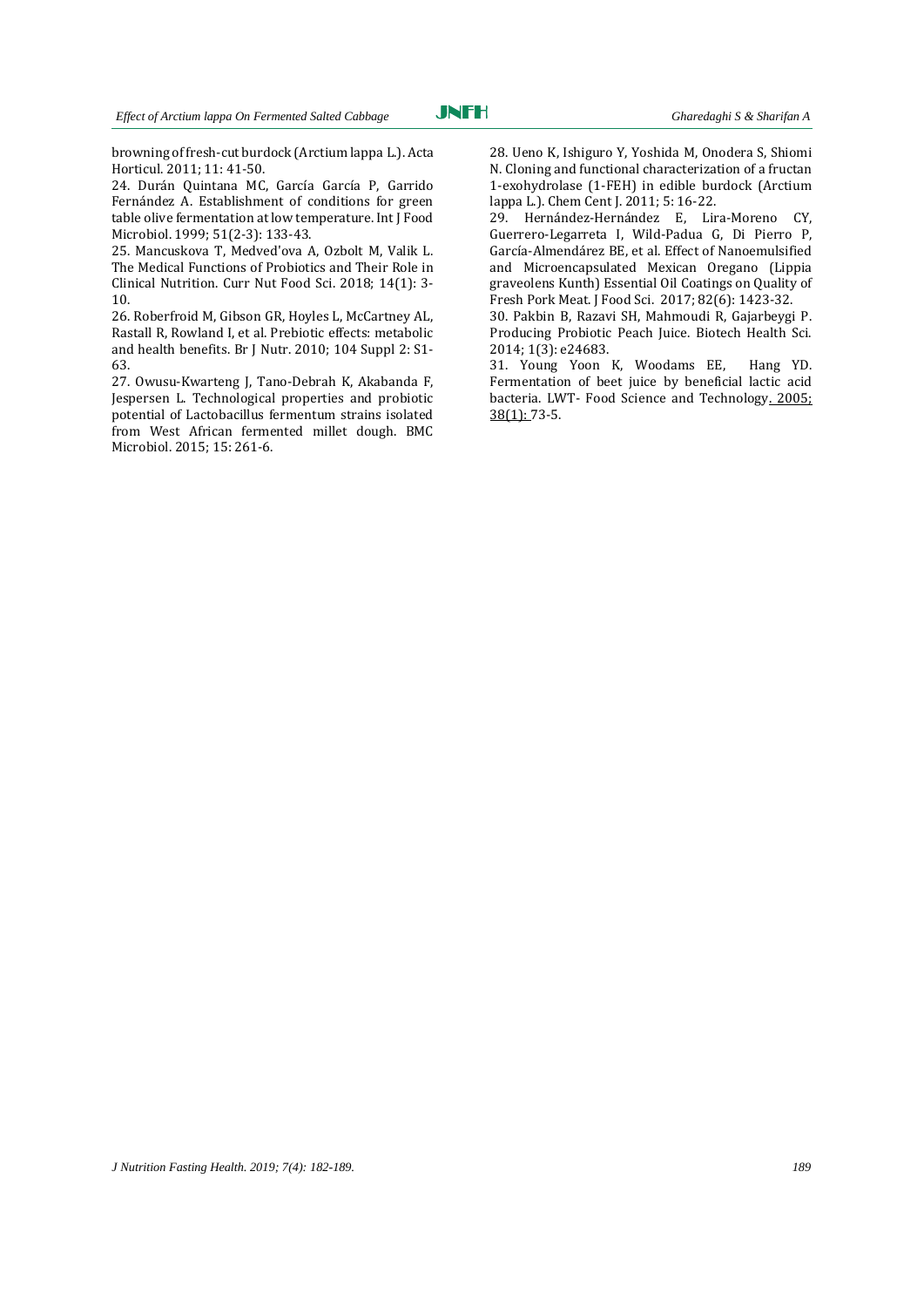browning of fresh-cut burdock (Arctium lappa L.). Acta Horticul. 2011; 11: 41-50.

24. Durán Quintana MC, García García P, Garrido Fernández A. Establishment of conditions for green table olive fermentation at low temperature. Int J Food Microbiol. 1999; 51(2-3): 133-43.

25. Mancuskova T, Medved'ova A, Ozbolt M, Valik L. The Medical Functions of Probiotics and Their Role in Clinical Nutrition. Curr Nut Food Sci. 2018; 14(1): 3-10.

26. Roberfroid M, Gibson GR, Hoyles L, McCartney AL, Rastall R, Rowland I, et al. Prebiotic effects: metabolic and health benefits. Br J Nutr. 2010; 104 Suppl 2: S1-63.

27. Owusu-Kwarteng J, Tano-Debrah K, Akabanda F, Jespersen L. Technological properties and probiotic potential of Lactobacillus fermentum strains isolated from West African fermented millet dough. BMC Microbiol. 2015; 15: 261-6.

28. Ueno K, Ishiguro Y, Yoshida M, Onodera S, Shiomi N. Cloning and functional characterization of a fructan 1-exohydrolase (1-FEH) in edible burdock (Arctium lappa L.). Chem Cent J. 2011; 5: 16-22.

29. Hernández-Hernández E, Lira-Moreno CY, Guerrero-Legarreta I, Wild-Padua G, Di Pierro P, García-Almendárez BE, et al. Effect of Nanoemulsified and Microencapsulated Mexican Oregano (Lippia graveolens Kunth) Essential Oil Coatings on Quality of Fresh Pork Meat. J Food Sci. 2017; 82(6): 1423-32.

30. Pakbin B, Razavi SH, Mahmoudi R, Gajarbeygi P. Producing Probiotic Peach Juice. Biotech Health Sci. 2014; 1(3): e24683.

31. Young Yoon K, Woodams EE, Hang YD. Fermentation of beet juice by beneficial lactic acid bacteria. LWT- Food Science and Technology. 2005; 38(1): 73-5.